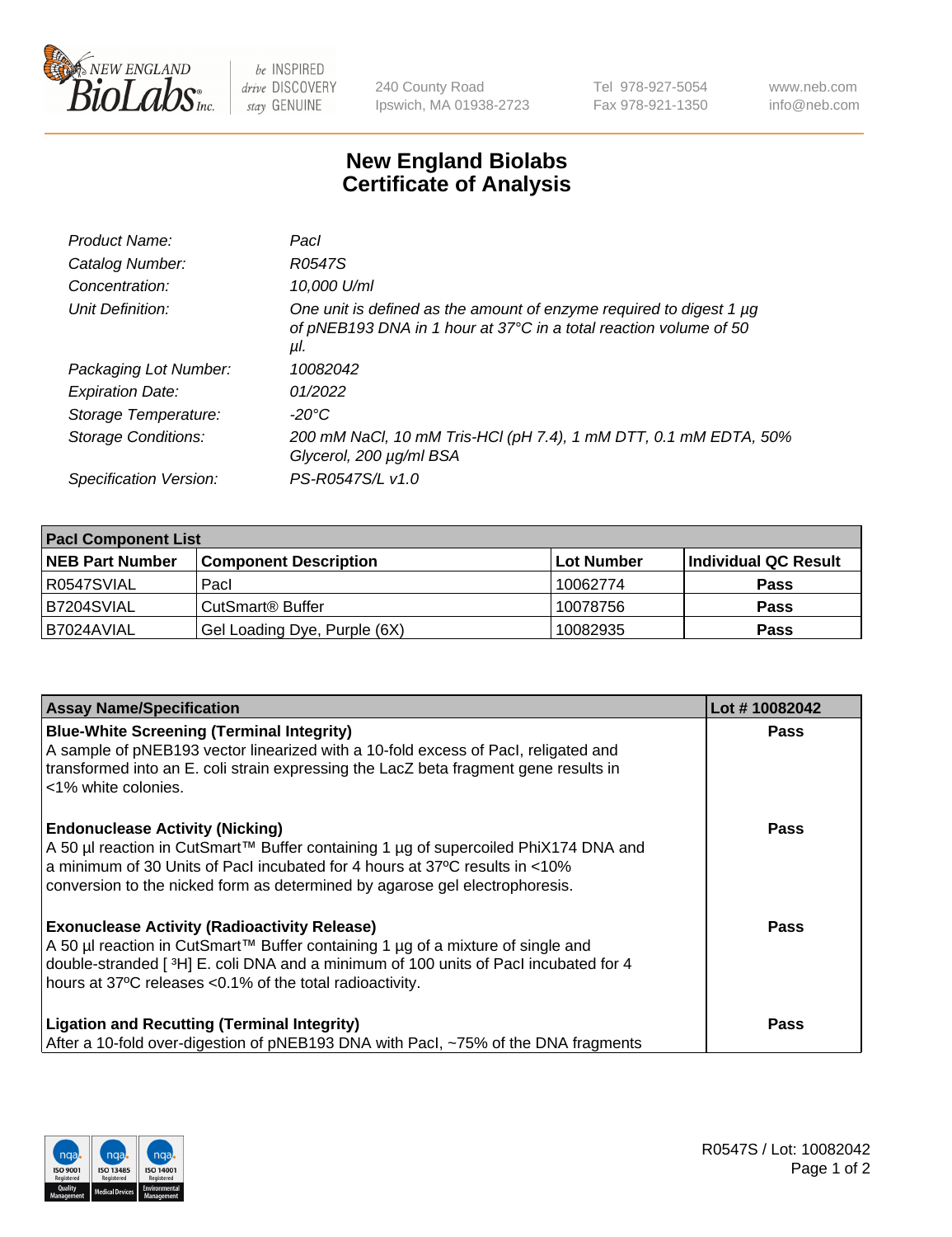# New England Biolabs Certificate of Analysis

| | |
|---|---|
| *Product Name:* | *PacI* |
| *Catalog Number:* | *R0547S* |
| *Concentration:* | *10,000 U/ml* |
| *Unit Definition:* | *One unit is defined as the amount of enzyme required to digest 1 µg of pNEB193 DNA in 1 hour at 37°C in a total reaction volume of 50 µl.* |
| *Packaging Lot Number:* | *10082042* |
| *Expiration Date:* | *01/2022* |
| *Storage Temperature:* | *-20°C* |
| *Storage Conditions:* | *200 mM NaCl, 10 mM Tris-HCl (pH 7.4), 1 mM DTT, 0.1 mM EDTA, 50% Glycerol, 200 µg/ml BSA* |
| *Specification Version:* | *PS-R0547S/L v1.0* |

| PacI Component List | | | |
|---|---|---|---|
| **NEB Part Number** | **Component Description** | **Lot Number** | **Individual QC Result** |
| R0547SVIAL | PacI | 10062774 | **Pass** |
| B7204SVIAL | CutSmart® Buffer | 10078756 | **Pass** |
| B7024AVIAL | Gel Loading Dye, Purple (6X) | 10082935 | **Pass** |

| Assay Name/Specification | Lot # 10082042 |
|---|---|
| **Blue-White Screening (Terminal Integrity)**<br>A sample of pNEB193 vector linearized with a 10-fold excess of PacI, religated and transformed into an E. coli strain expressing the LacZ beta fragment gene results in <1% white colonies. | **Pass** |
| **Endonuclease Activity (Nicking)**<br>A 50 µl reaction in CutSmart™ Buffer containing 1 µg of supercoiled PhiX174 DNA and a minimum of 30 Units of PacI incubated for 4 hours at 37ºC results in <10% conversion to the nicked form as determined by agarose gel electrophoresis. | **Pass** |
| **Exonuclease Activity (Radioactivity Release)**<br>A 50 µl reaction in CutSmart™ Buffer containing 1 µg of a mixture of single and double-stranded [ $^{3}$H] E. coli DNA and a minimum of 100 units of PacI incubated for 4 hours at 37ºC releases <0.1% of the total radioactivity. | **Pass** |
| **Ligation and Recutting (Terminal Integrity)**<br>After a 10-fold over-digestion of pNEB193 DNA with PacI, ~75% of the DNA fragments | **Pass** |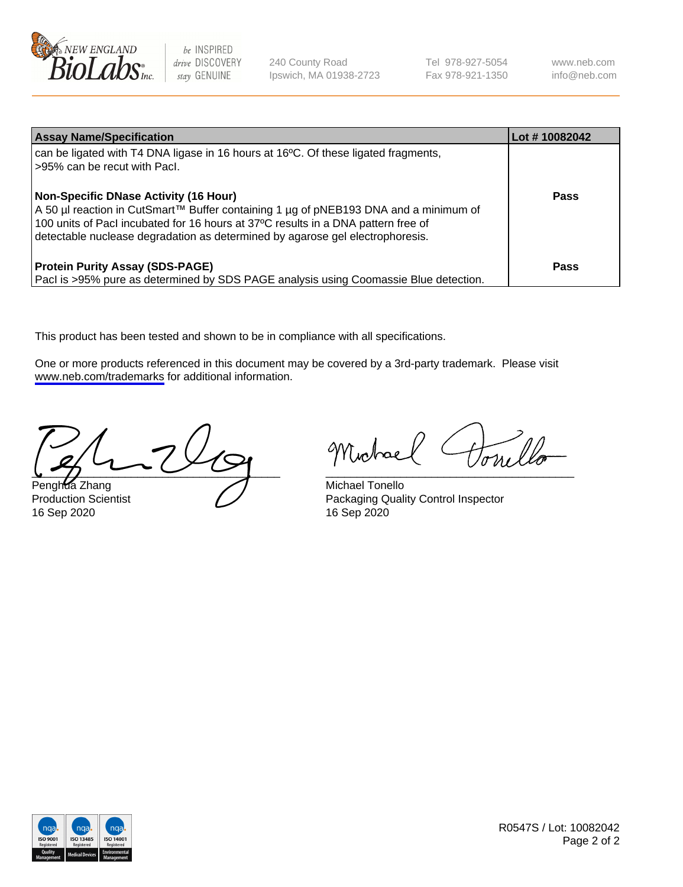| Assay Name/Specification | Lot # 10082042 |
|---|---|
| can be ligated with T4 DNA ligase in 16 hours at 16ºC. Of these ligated fragments, >95% can be recut with PacI. | |
| **Non-Specific DNase Activity (16 Hour)**<br>A 50 µl reaction in CutSmart™ Buffer containing 1 µg of pNEB193 DNA and a minimum of 100 units of PacI incubated for 16 hours at 37ºC results in a DNA pattern free of detectable nuclease degradation as determined by agarose gel electrophoresis. | **Pass** |
| **Protein Purity Assay (SDS-PAGE)**<br>PacI is >95% pure as determined by SDS PAGE analysis using Coomassie Blue detection. | **Pass** |

This product has been tested and shown to be in compliance with all specifications.

One or more products referenced in this document may be covered by a 3rd-party trademark. Please visit www.neb.com/trademarks for additional information.

Penghua Zhang
Production Scientist
16 Sep 2020

Michael Tonello
Packaging Quality Control Inspector
16 Sep 2020

R0547S / Lot: 10082042